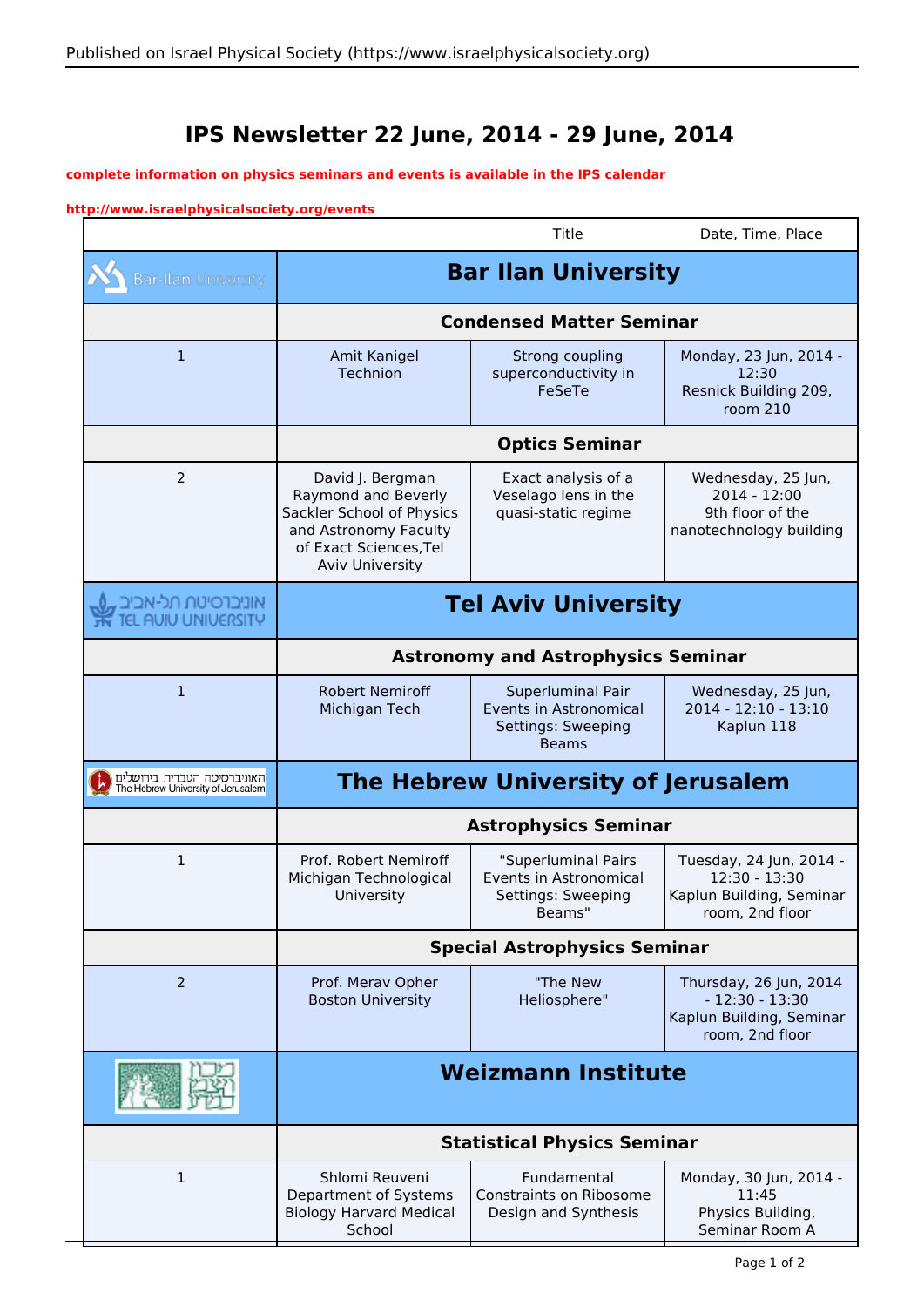# IPS Newsletter 22 June, 2014 - 29 June, 2014

**complete information on physics seminars and events is available in the IPS calendar**

**http://www.israelphysicalsociety.org/events**

| | | Title | Date, Time, Place |
|---|---|---|---|
| Bar-Ilan University | **Bar Ilan University** | | |
| | **Condensed Matter Seminar** | | |
| 1 | Amit Kanigel Technion | Strong coupling superconductivity in FeSeTe | Monday, 23 Jun, 2014 - 12:30 Resnick Building 209, room 210 |
| | **Optics Seminar** | | |
| 2 | David J. Bergman Raymond and Beverly Sackler School of Physics and Astronomy Faculty of Exact Sciences,Tel Aviv University | Exact analysis of a Veselago lens in the quasi-static regime | Wednesday, 25 Jun, 2014 - 12:00 9th floor of the nanotechnology building |
| אוניברסיטת תל-אביב TEL AVIV UNIVERSITY | **Tel Aviv University** | | |
| | **Astronomy and Astrophysics Seminar** | | |
| 1 | Robert Nemiroff Michigan Tech | Superluminal Pair Events in Astronomical Settings: Sweeping Beams | Wednesday, 25 Jun, 2014 - 12:10 - 13:10 Kaplun 118 |
| האוניברסיטה העברית בירושלים The Hebrew University of Jerusalem | **The Hebrew University of Jerusalem** | | |
| | **Astrophysics Seminar** | | |
| 1 | Prof. Robert Nemiroff Michigan Technological University | "Superluminal Pairs Events in Astronomical Settings: Sweeping Beams" | Tuesday, 24 Jun, 2014 - 12:30 - 13:30 Kaplun Building, Seminar room, 2nd floor |
| | **Special Astrophysics Seminar** | | |
| 2 | Prof. Merav Opher Boston University | "The New Heliosphere" | Thursday, 26 Jun, 2014 - 12:30 - 13:30 Kaplun Building, Seminar room, 2nd floor |
| מכון ויצמן למדע | **Weizmann Institute** | | |
| | **Statistical Physics Seminar** | | |
| 1 | Shlomi Reuveni Department of Systems Biology Harvard Medical School | Fundamental Constraints on Ribosome Design and Synthesis | Monday, 30 Jun, 2014 - 11:45 Physics Building, Seminar Room A |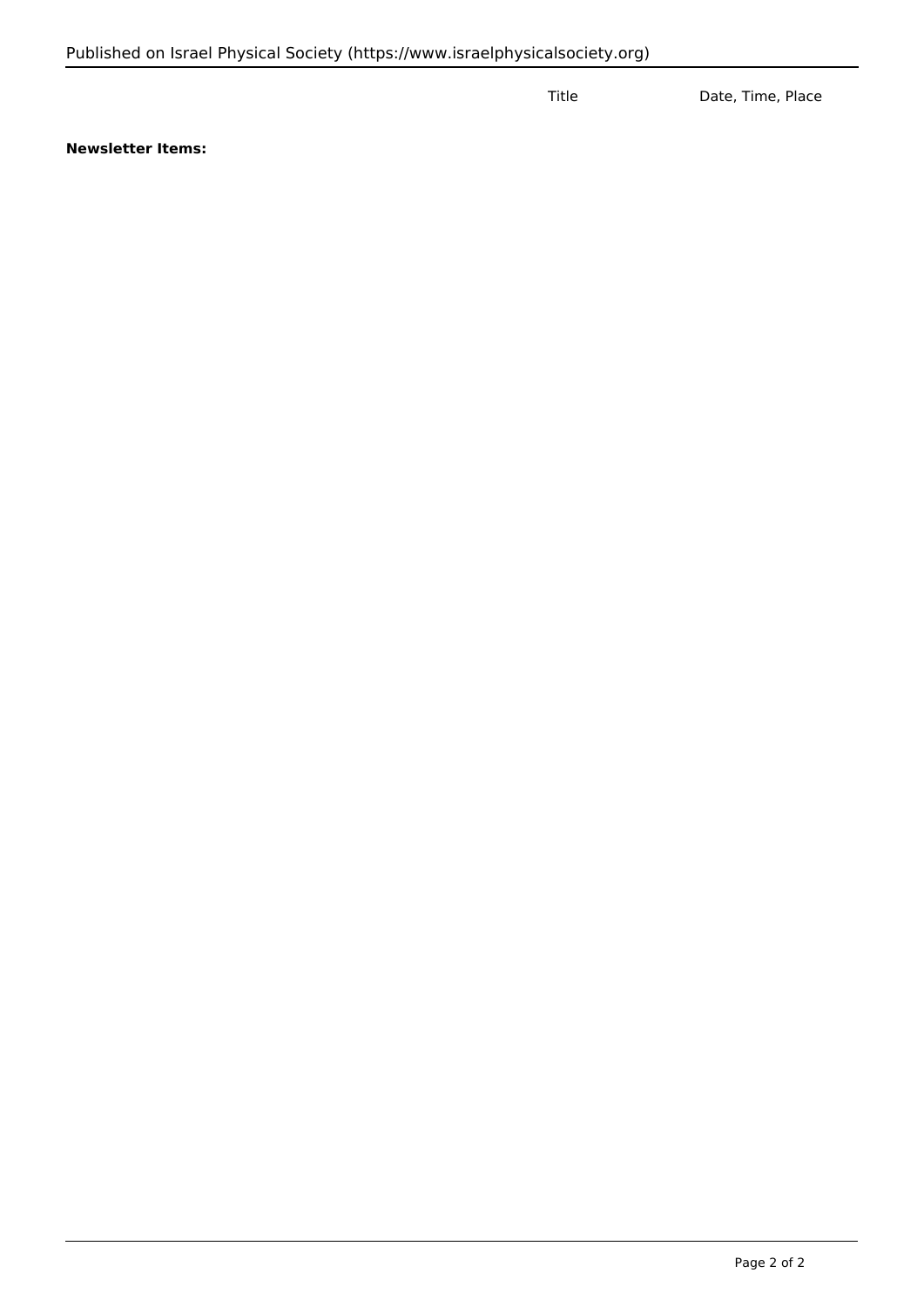| Title | Date, Time, Place |
| --- | --- |

**Newsletter Items:**